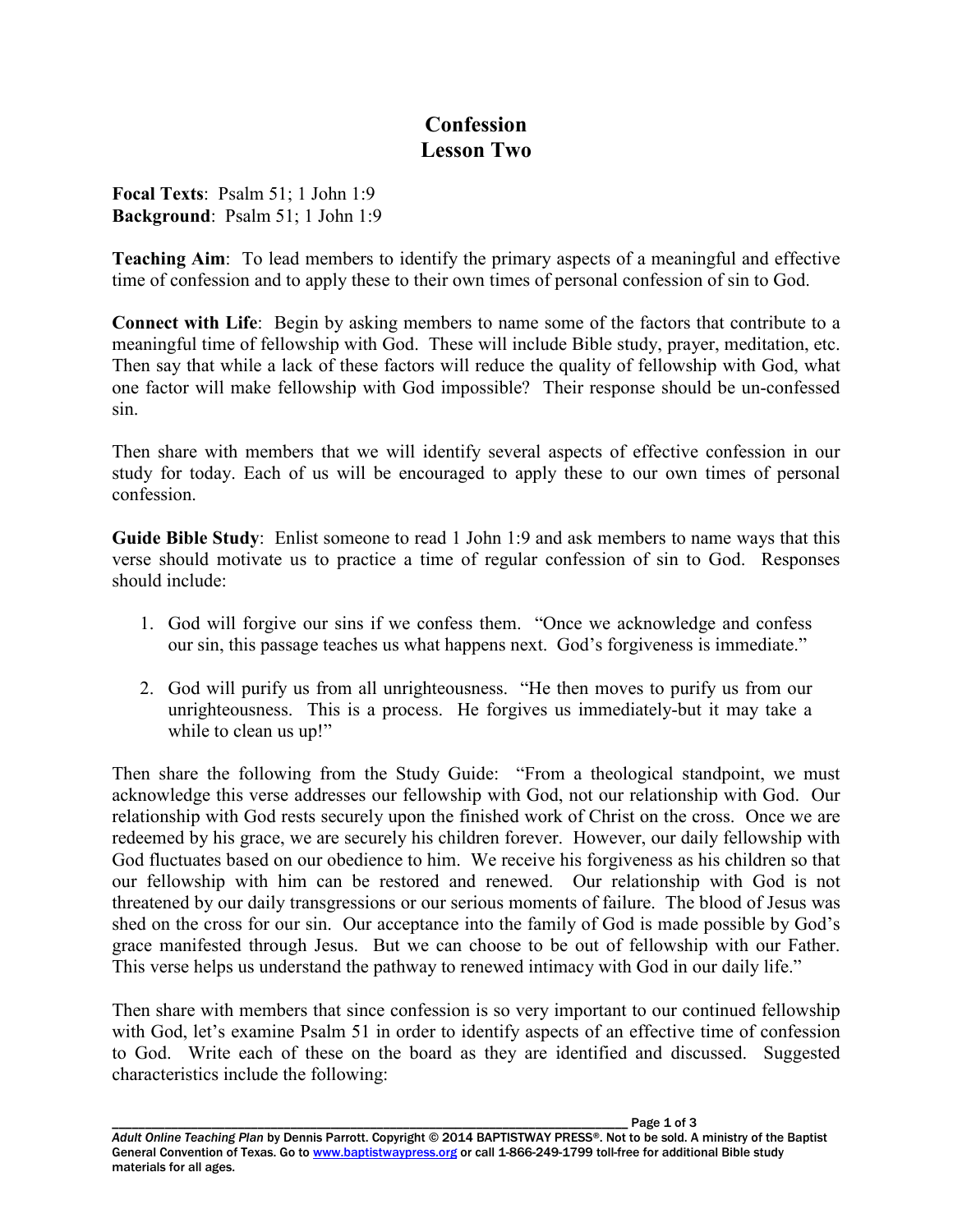# Confession
## Lesson Two

**Focal Texts**: Psalm 51; 1 John 1:9
**Background**: Psalm 51; 1 John 1:9

**Teaching Aim**: To lead members to identify the primary aspects of a meaningful and effective time of confession and to apply these to their own times of personal confession of sin to God.

**Connect with Life**: Begin by asking members to name some of the factors that contribute to a meaningful time of fellowship with God. These will include Bible study, prayer, meditation, etc. Then say that while a lack of these factors will reduce the quality of fellowship with God, what one factor will make fellowship with God impossible? Their response should be un-confessed sin.

Then share with members that we will identify several aspects of effective confession in our study for today. Each of us will be encouraged to apply these to our own times of personal confession.

**Guide Bible Study**: Enlist someone to read 1 John 1:9 and ask members to name ways that this verse should motivate us to practice a time of regular confession of sin to God. Responses should include:

1. God will forgive our sins if we confess them. "Once we acknowledge and confess our sin, this passage teaches us what happens next. God's forgiveness is immediate."

2. God will purify us from all unrighteousness. "He then moves to purify us from our unrighteousness. This is a process. He forgives us immediately-but it may take a while to clean us up!"

Then share the following from the Study Guide: "From a theological standpoint, we must acknowledge this verse addresses our fellowship with God, not our relationship with God. Our relationship with God rests securely upon the finished work of Christ on the cross. Once we are redeemed by his grace, we are securely his children forever. However, our daily fellowship with God fluctuates based on our obedience to him. We receive his forgiveness as his children so that our fellowship with him can be restored and renewed. Our relationship with God is not threatened by our daily transgressions or our serious moments of failure. The blood of Jesus was shed on the cross for our sin. Our acceptance into the family of God is made possible by God's grace manifested through Jesus. But we can choose to be out of fellowship with our Father. This verse helps us understand the pathway to renewed intimacy with God in our daily life."

Then share with members that since confession is so very important to our continued fellowship with God, let's examine Psalm 51 in order to identify aspects of an effective time of confession to God. Write each of these on the board as they are identified and discussed. Suggested characteristics include the following: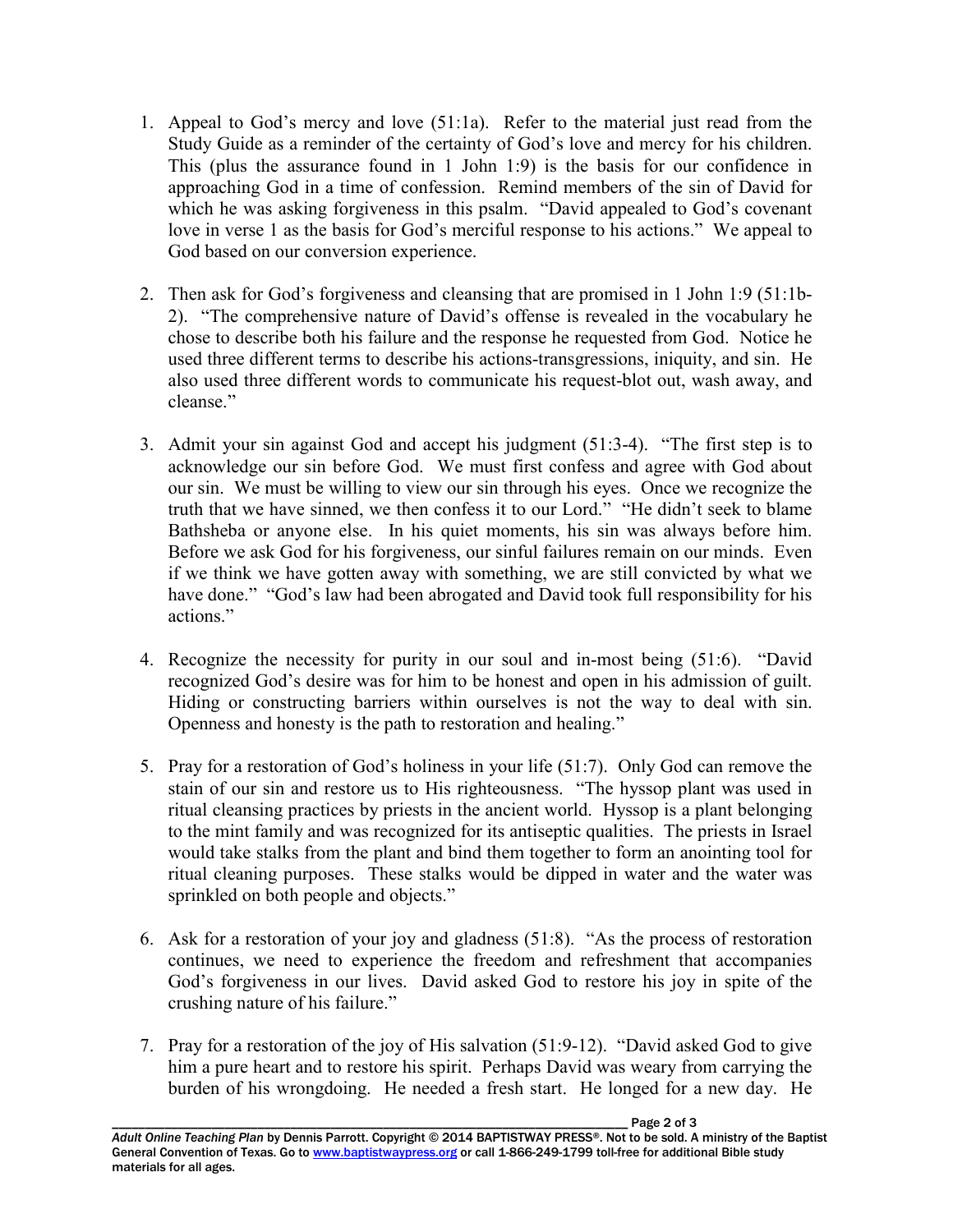1. Appeal to God's mercy and love (51:1a). Refer to the material just read from the Study Guide as a reminder of the certainty of God's love and mercy for his children. This (plus the assurance found in 1 John 1:9) is the basis for our confidence in approaching God in a time of confession. Remind members of the sin of David for which he was asking forgiveness in this psalm. "David appealed to God's covenant love in verse 1 as the basis for God's merciful response to his actions." We appeal to God based on our conversion experience.

2. Then ask for God's forgiveness and cleansing that are promised in 1 John 1:9 (51:1b-2). "The comprehensive nature of David's offense is revealed in the vocabulary he chose to describe both his failure and the response he requested from God. Notice he used three different terms to describe his actions-transgressions, iniquity, and sin. He also used three different words to communicate his request-blot out, wash away, and cleanse."

3. Admit your sin against God and accept his judgment (51:3-4). "The first step is to acknowledge our sin before God. We must first confess and agree with God about our sin. We must be willing to view our sin through his eyes. Once we recognize the truth that we have sinned, we then confess it to our Lord." "He didn't seek to blame Bathsheba or anyone else. In his quiet moments, his sin was always before him. Before we ask God for his forgiveness, our sinful failures remain on our minds. Even if we think we have gotten away with something, we are still convicted by what we have done." "God's law had been abrogated and David took full responsibility for his actions."

4. Recognize the necessity for purity in our soul and in-most being (51:6). "David recognized God's desire was for him to be honest and open in his admission of guilt. Hiding or constructing barriers within ourselves is not the way to deal with sin. Openness and honesty is the path to restoration and healing."

5. Pray for a restoration of God's holiness in your life (51:7). Only God can remove the stain of our sin and restore us to His righteousness. "The hyssop plant was used in ritual cleansing practices by priests in the ancient world. Hyssop is a plant belonging to the mint family and was recognized for its antiseptic qualities. The priests in Israel would take stalks from the plant and bind them together to form an anointing tool for ritual cleaning purposes. These stalks would be dipped in water and the water was sprinkled on both people and objects."

6. Ask for a restoration of your joy and gladness (51:8). "As the process of restoration continues, we need to experience the freedom and refreshment that accompanies God's forgiveness in our lives. David asked God to restore his joy in spite of the crushing nature of his failure."

7. Pray for a restoration of the joy of His salvation (51:9-12). "David asked God to give him a pure heart and to restore his spirit. Perhaps David was weary from carrying the burden of his wrongdoing. He needed a fresh start. He longed for a new day. He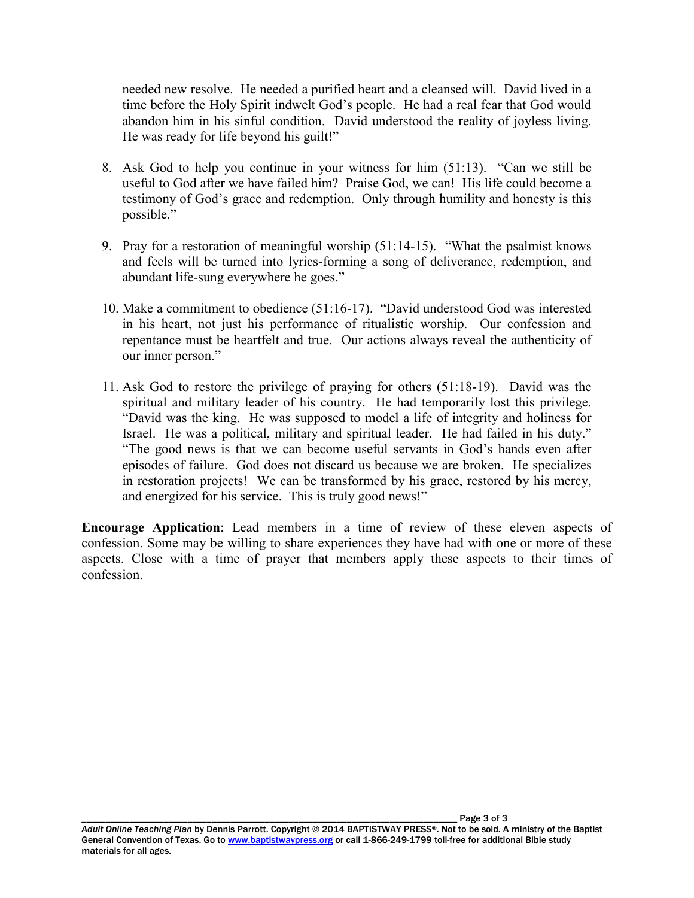needed new resolve. He needed a purified heart and a cleansed will. David lived in a time before the Holy Spirit indwelt God's people. He had a real fear that God would abandon him in his sinful condition. David understood the reality of joyless living. He was ready for life beyond his guilt!"

8. Ask God to help you continue in your witness for him (51:13). "Can we still be useful to God after we have failed him? Praise God, we can! His life could become a testimony of God's grace and redemption. Only through humility and honesty is this possible."

9. Pray for a restoration of meaningful worship (51:14-15). "What the psalmist knows and feels will be turned into lyrics-forming a song of deliverance, redemption, and abundant life-sung everywhere he goes."

10. Make a commitment to obedience (51:16-17). "David understood God was interested in his heart, not just his performance of ritualistic worship. Our confession and repentance must be heartfelt and true. Our actions always reveal the authenticity of our inner person."

11. Ask God to restore the privilege of praying for others (51:18-19). David was the spiritual and military leader of his country. He had temporarily lost this privilege. "David was the king. He was supposed to model a life of integrity and holiness for Israel. He was a political, military and spiritual leader. He had failed in his duty." "The good news is that we can become useful servants in God's hands even after episodes of failure. God does not discard us because we are broken. He specializes in restoration projects! We can be transformed by his grace, restored by his mercy, and energized for his service. This is truly good news!"

**Encourage Application**: Lead members in a time of review of these eleven aspects of confession. Some may be willing to share experiences they have had with one or more of these aspects. Close with a time of prayer that members apply these aspects to their times of confession.

*Adult Online Teaching Plan* by Dennis Parrott. Copyright © 2014 BAPTISTWAY PRESS®. Not to be sold. A ministry of the Baptist General Convention of Texas. Go to www.baptistwaypress.org or call 1-866-249-1799 toll-free for additional Bible study materials for all ages.